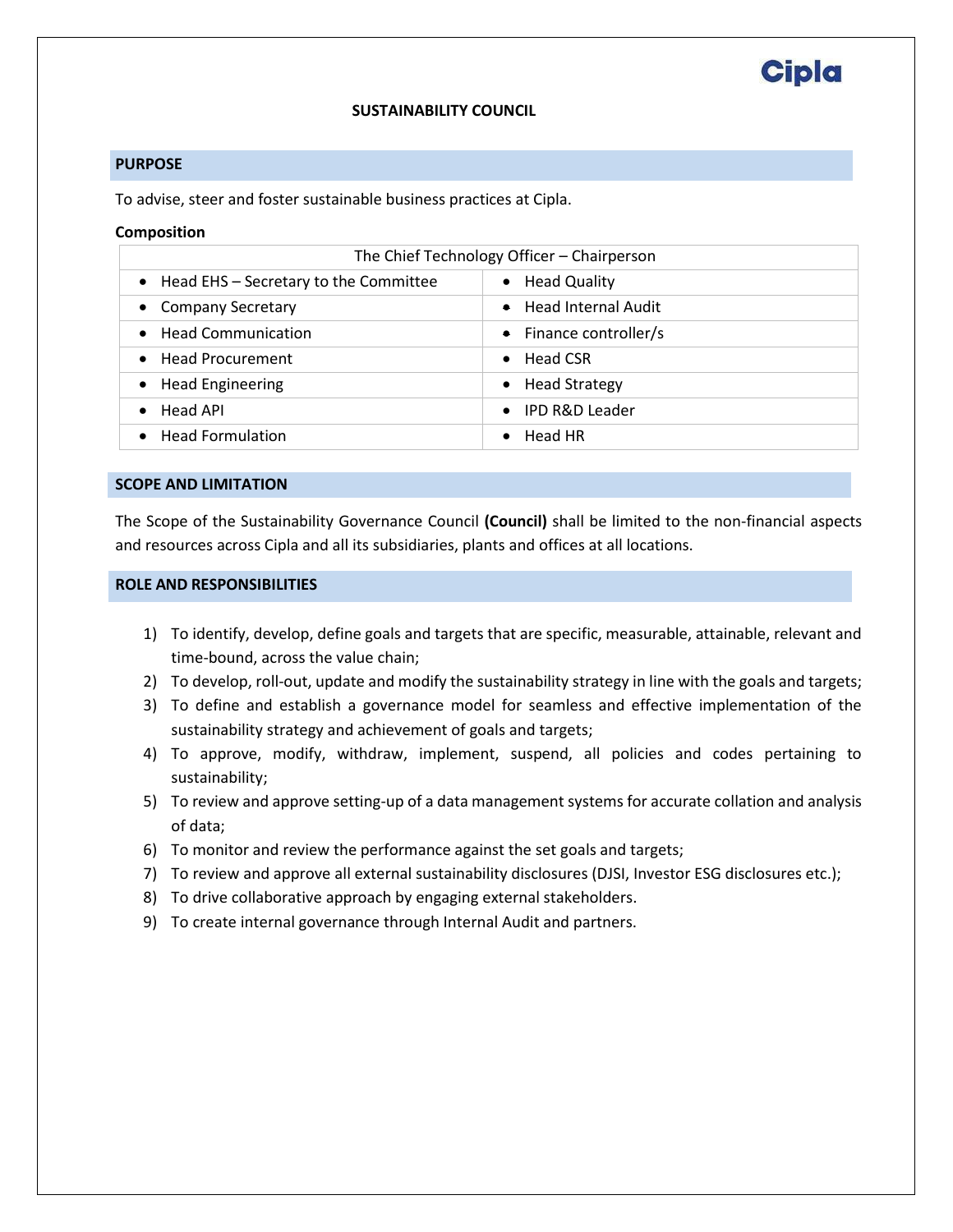# SUSTAINABILITY COUNCIL

## PURPOSE

To advise, steer and foster sustainable business practices at Cipla.

**Composition**

| The Chief Technology Officer – Chairperson | |
|---|---|
| • Head EHS – Secretary to the Committee | • Head Quality |
| • Company Secretary | • Head Internal Audit |
| • Head Communication | • Finance controller/s |
| • Head Procurement | • Head CSR |
| • Head Engineering | • Head Strategy |
| • Head API | • IPD R&D Leader |
| • Head Formulation | • Head HR |

## SCOPE AND LIMITATION

The Scope of the Sustainability Governance Council **(Council)** shall be limited to the non-financial aspects and resources across Cipla and all its subsidiaries, plants and offices at all locations.

## ROLE AND RESPONSIBILITIES

1) To identify, develop, define goals and targets that are specific, measurable, attainable, relevant and time-bound, across the value chain;
2) To develop, roll-out, update and modify the sustainability strategy in line with the goals and targets;
3) To define and establish a governance model for seamless and effective implementation of the sustainability strategy and achievement of goals and targets;
4) To approve, modify, withdraw, implement, suspend, all policies and codes pertaining to sustainability;
5) To review and approve setting-up of a data management systems for accurate collation and analysis of data;
6) To monitor and review the performance against the set goals and targets;
7) To review and approve all external sustainability disclosures (DJSI, Investor ESG disclosures etc.);
8) To drive collaborative approach by engaging external stakeholders.
9) To create internal governance through Internal Audit and partners.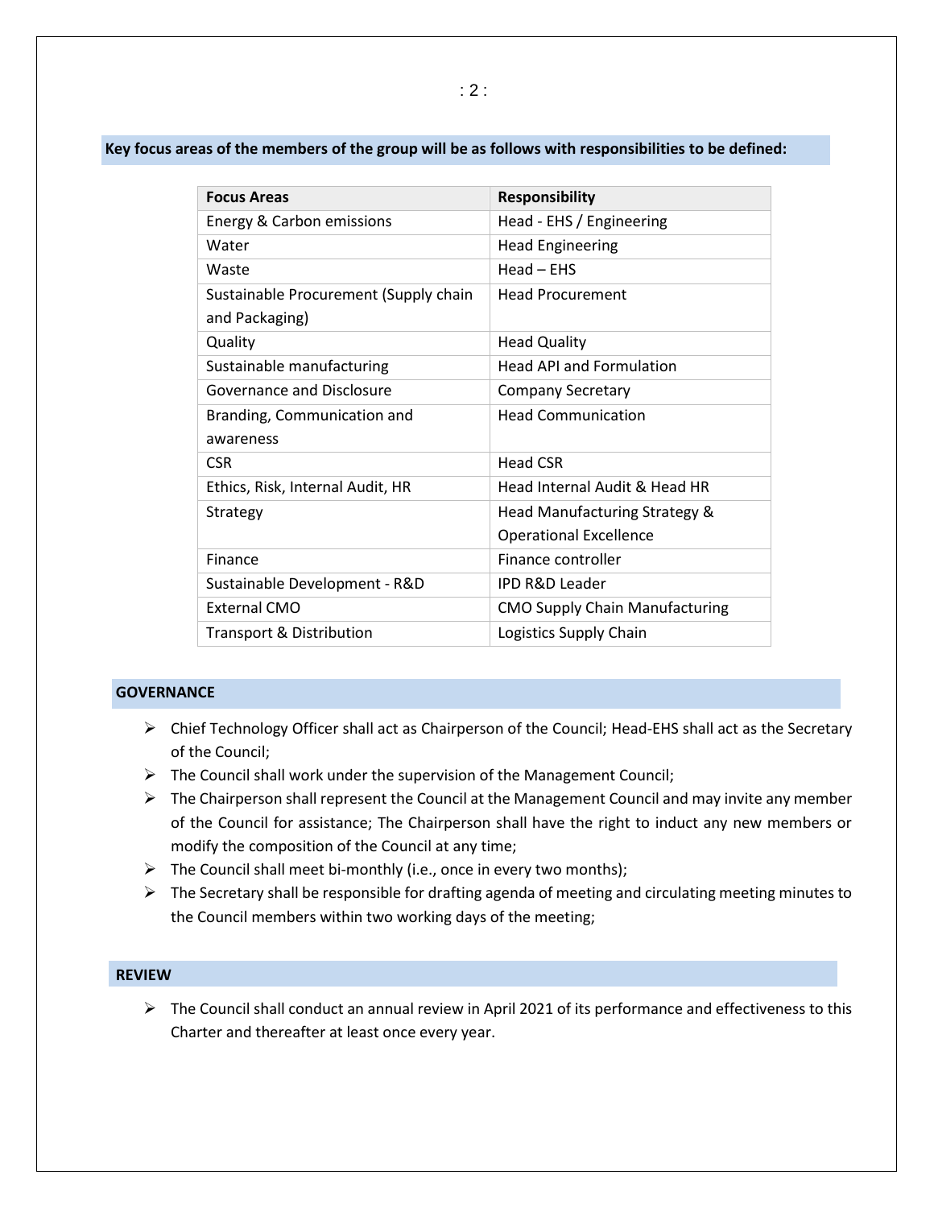**Key focus areas of the members of the group will be as follows with responsibilities to be defined:**

| Focus Areas | Responsibility |
|---|---|
| Energy & Carbon emissions | Head - EHS / Engineering |
| Water | Head Engineering |
| Waste | Head – EHS |
| Sustainable Procurement (Supply chain and Packaging) | Head Procurement |
| Quality | Head Quality |
| Sustainable manufacturing | Head API and Formulation |
| Governance and Disclosure | Company Secretary |
| Branding, Communication and awareness | Head Communication |
| CSR | Head CSR |
| Ethics, Risk, Internal Audit, HR | Head Internal Audit & Head HR |
| Strategy | Head Manufacturing Strategy & Operational Excellence |
| Finance | Finance controller |
| Sustainable Development - R&D | IPD R&D Leader |
| External CMO | CMO Supply Chain Manufacturing |
| Transport & Distribution | Logistics Supply Chain |

## GOVERNANCE

- Chief Technology Officer shall act as Chairperson of the Council; Head-EHS shall act as the Secretary of the Council;
- The Council shall work under the supervision of the Management Council;
- The Chairperson shall represent the Council at the Management Council and may invite any member of the Council for assistance; The Chairperson shall have the right to induct any new members or modify the composition of the Council at any time;
- The Council shall meet bi-monthly (i.e., once in every two months);
- The Secretary shall be responsible for drafting agenda of meeting and circulating meeting minutes to the Council members within two working days of the meeting;

## REVIEW

- The Council shall conduct an annual review in April 2021 of its performance and effectiveness to this Charter and thereafter at least once every year.